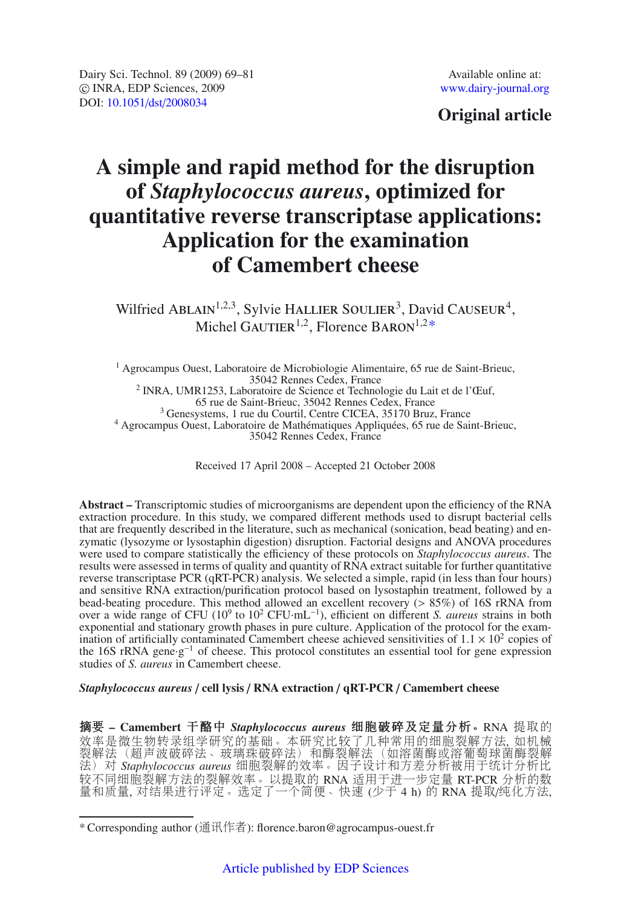Dairy Sci. Technol. 89 (2009) 69–81
© INRA, EDP Sciences, 2009
DOI: 10.1051/dst/2008034

Available online at:
www.dairy-journal.org

**Original article**

# A simple and rapid method for the disruption of *Staphylococcus aureus*, optimized for quantitative reverse transcriptase applications: Application for the examination of Camembert cheese

Wilfried Ablain[1,2,3], Sylvie Hallier Soulier[3], David Causeur[4], Michel Gautier[1,2], Florence Baron[1,2]*

[1] Agrocampus Ouest, Laboratoire de Microbiologie Alimentaire, 65 rue de Saint-Brieuc, 35042 Rennes Cedex, France
[2] INRA, UMR1253, Laboratoire de Science et Technologie du Lait et de l'Œuf, 65 rue de Saint-Brieuc, 35042 Rennes Cedex, France
[3] Genesystems, 1 rue du Courtil, Centre CICEA, 35170 Bruz, France
[4] Agrocampus Ouest, Laboratoire de Mathématiques Appliquées, 65 rue de Saint-Brieuc, 35042 Rennes Cedex, France

Received 17 April 2008 – Accepted 21 October 2008

**Abstract –** Transcriptomic studies of microorganisms are dependent upon the efficiency of the RNA extraction procedure. In this study, we compared different methods used to disrupt bacterial cells that are frequently described in the literature, such as mechanical (sonication, bead beating) and enzymatic (lysozyme or lysostaphin digestion) disruption. Factorial designs and ANOVA procedures were used to compare statistically the efficiency of these protocols on *Staphylococcus aureus*. The results were assessed in terms of quality and quantity of RNA extract suitable for further quantitative reverse transcriptase PCR (qRT-PCR) analysis. We selected a simple, rapid (in less than four hours) and sensitive RNA extraction/purification protocol based on lysostaphin treatment, followed by a bead-beating procedure. This method allowed an excellent recovery (> 85%) of 16S rRNA from over a wide range of CFU ($10^9$ to $10^2$ CFU·mL$^{-1}$), efficient on different *S. aureus* strains in both exponential and stationary growth phases in pure culture. Application of the protocol for the examination of artificially contaminated Camembert cheese achieved sensitivities of $1.1 \times 10^2$ copies of the 16S rRNA gene·g$^{-1}$ of cheese. This protocol constitutes an essential tool for gene expression studies of *S. aureus* in Camembert cheese.

***Staphylococcus aureus* / cell lysis / RNA extraction / qRT-PCR / Camembert cheese**

**摘要 – Camembert 干酪中 *Staphylococcus aureus* 细胞破碎及定量分析。**RNA 提取的效率是微生物转录组学研究的基础。本研究比较了几种常用的细胞裂解方法, 如机械裂解法（超声波破碎法、玻璃珠破碎法）和酶裂解法（如溶菌酶或溶葡萄球菌酶裂解法）对 *Staphylococcus aureus* 细胞裂解的效率。因子设计和方差分析被用于统计分析比较不同细胞裂解方法的裂解效率。以提取的 RNA 适用于进一步定量 RT-PCR 分析的数量和质量, 对结果进行评定。选定了一个简便、快速 (少于 4 h) 的 RNA 提取/纯化方法,

* Corresponding author (通讯作者): florence.baron@agrocampus-ouest.fr

Article published by EDP Sciences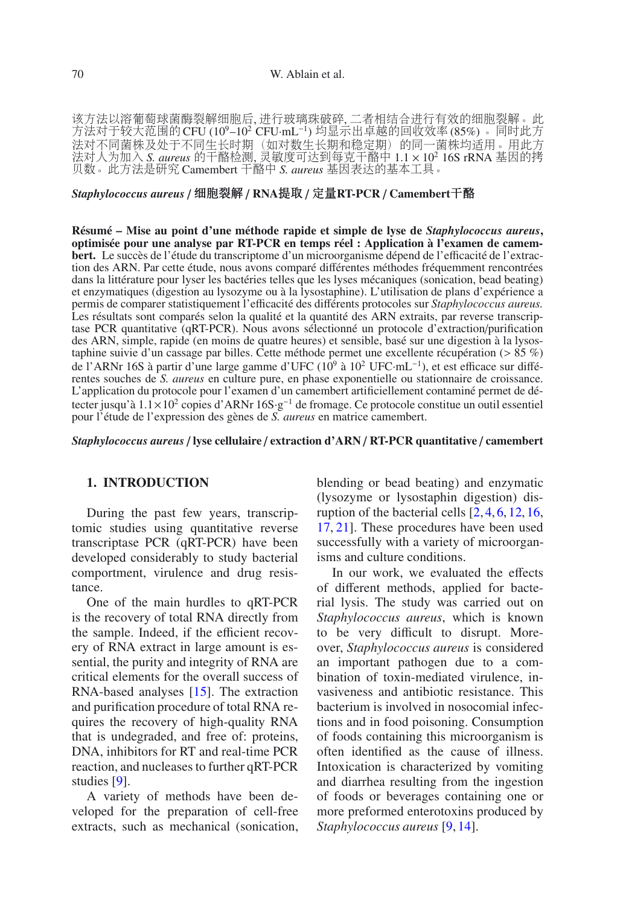该方法以溶葡萄球菌酶裂解细胞后，进行玻璃珠破碎，二者相结合进行有效的细胞裂解。此方法对于较大范围的 CFU ($10^9$–$10^2$ CFU·mL$^{-1}$) 均显示出卓越的回收效率 (85%)。同时此方法对不同菌株及处于不同生长时期（如对数生长期和稳定期）的同一菌株均适用。用此方法对人为加入 *S. aureus* 的干酪检测，灵敏度可达到每克干酪中 $1.1 \times 10^2$ 16S rRNA 基因的拷贝数。此方法是研究 Camembert 干酪中 *S. aureus* 基因表达的基本工具。

***Staphylococcus aureus*** **/ 细胞裂解 / RNA提取 / 定量RT-PCR / Camembert干酪**

**Résumé – Mise au point d'une méthode rapide et simple de lyse de *Staphylococcus aureus*, optimisée pour une analyse par RT-PCR en temps réel : Application à l'examen de camembert.** Le succès de l'étude du transcriptome d'un microorganisme dépend de l'efficacité de l'extraction des ARN. Par cette étude, nous avons comparé différentes méthodes fréquemment rencontrées dans la littérature pour lyser les bactéries telles que les lyses mécaniques (sonication, bead beating) et enzymatiques (digestion au lysozyme ou à la lysostaphine). L'utilisation de plans d'expérience a permis de comparer statistiquement l'efficacité des différents protocoles sur *Staphylococcus aureus.* Les résultats sont comparés selon la qualité et la quantité des ARN extraits, par reverse transcriptase PCR quantitative (qRT-PCR). Nous avons sélectionné un protocole d'extraction/purification des ARN, simple, rapide (en moins de quatre heures) et sensible, basé sur une digestion à la lysostaphine suivie d'un cassage par billes. Cette méthode permet une excellente récupération (> 85 %) de l'ARNr 16S à partir d'une large gamme d'UFC ($10^9$ à $10^2$ UFC·mL$^{-1}$), et est efficace sur différentes souches de *S. aureus* en culture pure, en phase exponentielle ou stationnaire de croissance. L'application du protocole pour l'examen d'un camembert artificiellement contaminé permet de détecter jusqu'à $1.1 \times 10^2$ copies d'ARNr 16S·g$^{-1}$ de fromage. Ce protocole constitue un outil essentiel pour l'étude de l'expression des gènes de *S. aureus* en matrice camembert.

***Staphylococcus aureus*** **/ lyse cellulaire / extraction d'ARN / RT-PCR quantitative / camembert**

## 1. INTRODUCTION

During the past few years, transcriptomic studies using quantitative reverse transcriptase PCR (qRT-PCR) have been developed considerably to study bacterial comportment, virulence and drug resistance.

One of the main hurdles to qRT-PCR is the recovery of total RNA directly from the sample. Indeed, if the efficient recovery of RNA extract in large amount is essential, the purity and integrity of RNA are critical elements for the overall success of RNA-based analyses [15]. The extraction and purification procedure of total RNA requires the recovery of high-quality RNA that is undegraded, and free of: proteins, DNA, inhibitors for RT and real-time PCR reaction, and nucleases to further qRT-PCR studies [9].

A variety of methods have been developed for the preparation of cell-free extracts, such as mechanical (sonication, blending or bead beating) and enzymatic (lysozyme or lysostaphin digestion) disruption of the bacterial cells [2, 4, 6, 12, 16, 17, 21]. These procedures have been used successfully with a variety of microorganisms and culture conditions.

In our work, we evaluated the effects of different methods, applied for bacterial lysis. The study was carried out on *Staphylococcus aureus*, which is known to be very difficult to disrupt. Moreover, *Staphylococcus aureus* is considered an important pathogen due to a combination of toxin-mediated virulence, invasiveness and antibiotic resistance. This bacterium is involved in nosocomial infections and in food poisoning. Consumption of foods containing this microorganism is often identified as the cause of illness. Intoxication is characterized by vomiting and diarrhea resulting from the ingestion of foods or beverages containing one or more preformed enterotoxins produced by *Staphylococcus aureus* [9, 14].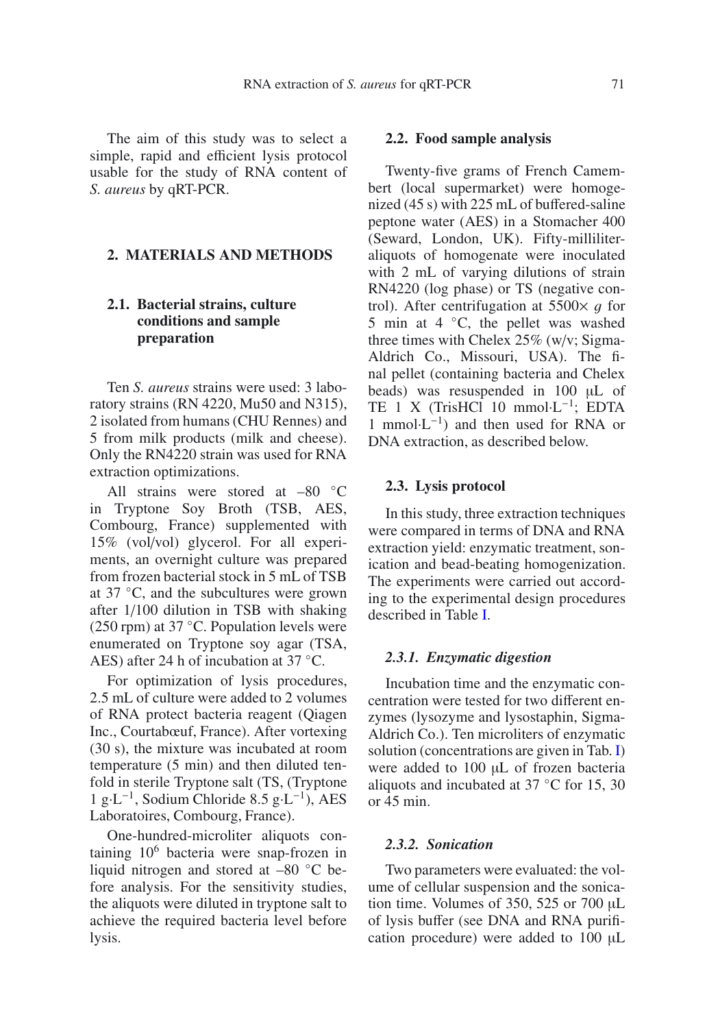The aim of this study was to select a simple, rapid and efficient lysis protocol usable for the study of RNA content of *S. aureus* by qRT-PCR.

## 2. MATERIALS AND METHODS

### 2.1. Bacterial strains, culture conditions and sample preparation

Ten *S. aureus* strains were used: 3 laboratory strains (RN 4220, Mu50 and N315), 2 isolated from humans (CHU Rennes) and 5 from milk products (milk and cheese). Only the RN4220 strain was used for RNA extraction optimizations.

All strains were stored at –80 °C in Tryptone Soy Broth (TSB, AES, Combourg, France) supplemented with 15% (vol/vol) glycerol. For all experiments, an overnight culture was prepared from frozen bacterial stock in 5 mL of TSB at 37 °C, and the subcultures were grown after 1/100 dilution in TSB with shaking (250 rpm) at 37 °C. Population levels were enumerated on Tryptone soy agar (TSA, AES) after 24 h of incubation at 37 °C.

For optimization of lysis procedures, 2.5 mL of culture were added to 2 volumes of RNA protect bacteria reagent (Qiagen Inc., Courtabœuf, France). After vortexing (30 s), the mixture was incubated at room temperature (5 min) and then diluted tenfold in sterile Tryptone salt (TS, (Tryptone 1 $g \cdot L^{-1}$, Sodium Chloride 8.5 $g \cdot L^{-1}$), AES Laboratoires, Combourg, France).

One-hundred-microliter aliquots containing $10^6$ bacteria were snap-frozen in liquid nitrogen and stored at –80 °C before analysis. For the sensitivity studies, the aliquots were diluted in tryptone salt to achieve the required bacteria level before lysis.

### 2.2. Food sample analysis

Twenty-five grams of French Camembert (local supermarket) were homogenized (45 s) with 225 mL of buffered-saline peptone water (AES) in a Stomacher 400 (Seward, London, UK). Fifty-milliliter-aliquots of homogenate were inoculated with 2 mL of varying dilutions of strain RN4220 (log phase) or TS (negative control). After centrifugation at 5500× *g* for 5 min at 4 °C, the pellet was washed three times with Chelex 25% (w/v; Sigma-Aldrich Co., Missouri, USA). The final pellet (containing bacteria and Chelex beads) was resuspended in 100 μL of TE 1 X (TrisHCl 10 $mmol \cdot L^{-1}$; EDTA 1 $mmol \cdot L^{-1}$) and then used for RNA or DNA extraction, as described below.

### 2.3. Lysis protocol

In this study, three extraction techniques were compared in terms of DNA and RNA extraction yield: enzymatic treatment, sonication and bead-beating homogenization. The experiments were carried out according to the experimental design procedures described in Table I.

#### *2.3.1. Enzymatic digestion*

Incubation time and the enzymatic concentration were tested for two different enzymes (lysozyme and lysostaphin, Sigma-Aldrich Co.). Ten microliters of enzymatic solution (concentrations are given in Tab. I) were added to 100 μL of frozen bacteria aliquots and incubated at 37 °C for 15, 30 or 45 min.

#### *2.3.2. Sonication*

Two parameters were evaluated: the volume of cellular suspension and the sonication time. Volumes of 350, 525 or 700 μL of lysis buffer (see DNA and RNA purification procedure) were added to 100 μL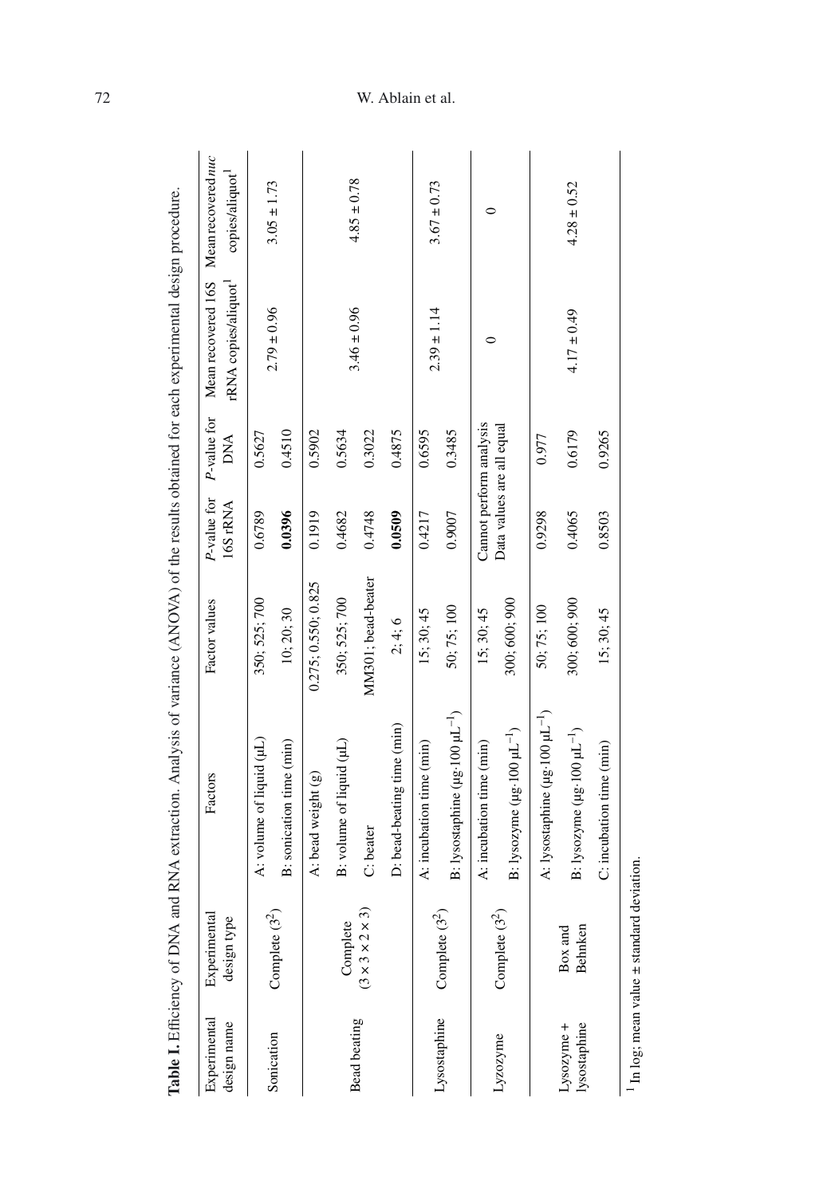**Table I.** Efficiency of DNA and RNA extraction. Analysis of variance (ANOVA) of the results obtained for each experimental design procedure.

| Experimental design name | Experimental design type | Factors | Factor values | *P*-value for 16S rRNA | *P*-value for DNA | Mean recovered 16S rRNA copies/aliquot[1] | Mean recovered *nuc* copies/aliquot[1] |
|---|---|---|---|---|---|---|---|
| Sonication | Complete ($3^2$) | A: volume of liquid (µL) | 350; 525; 700 | 0.6789 | 0.5627 | 2.79 ± 0.96 | 3.05 ± 1.73 |
| | | B: sonication time (min) | 10; 20; 30 | **0.0396** | 0.4510 | | |
| Bead beating | Complete ($3 \times 3 \times 2 \times 3$) | A: bead weight (g) | 0.275; 0.550; 0.825 | 0.1919 | 0.5902 | 3.46 ± 0.96 | 4.85 ± 0.78 |
| | | B: volume of liquid (µL) | 350; 525; 700 | 0.4682 | 0.5634 | | |
| | | C: beater | MM301; bead-beater | 0.4748 | 0.3022 | | |
| | | D: bead-beating time (min) | 2; 4; 6 | **0.0509** | 0.4875 | | |
| Lysostaphine | Complete ($3^2$) | A: incubation time (min) | 15; 30; 45 | 0.4217 | 0.6595 | 2.39 ± 1.14 | 3.67 ± 0.73 |
| | | B: lysostaphine (µg·100 µL$^{-1}$) | 50; 75; 100 | 0.9007 | 0.3485 | | |
| Lyzozyme | Complete ($3^2$) | A: incubation time (min) | 15; 30; 45 | Cannot perform analysis | | 0 | 0 |
| | | B: lysozyme (µg·100 µL$^{-1}$) | 300; 600; 900 | Data values are all equal | | | |
| Lysozyme + lysostaphine | Box and Behnken | A: lysostaphine (µg·100 µL$^{-1}$) | 50; 75; 100 | 0.9298 | 0.977 | 4.17 ± 0.49 | 4.28 ± 0.52 |
| | | B: lysozyme (µg·100 µL$^{-1}$) | 300; 600; 900 | 0.4065 | 0.6179 | | |
| | | C: incubation time (min) | 15; 30; 45 | 0.8503 | 0.9265 | | |

[1] In log; mean value ± standard deviation.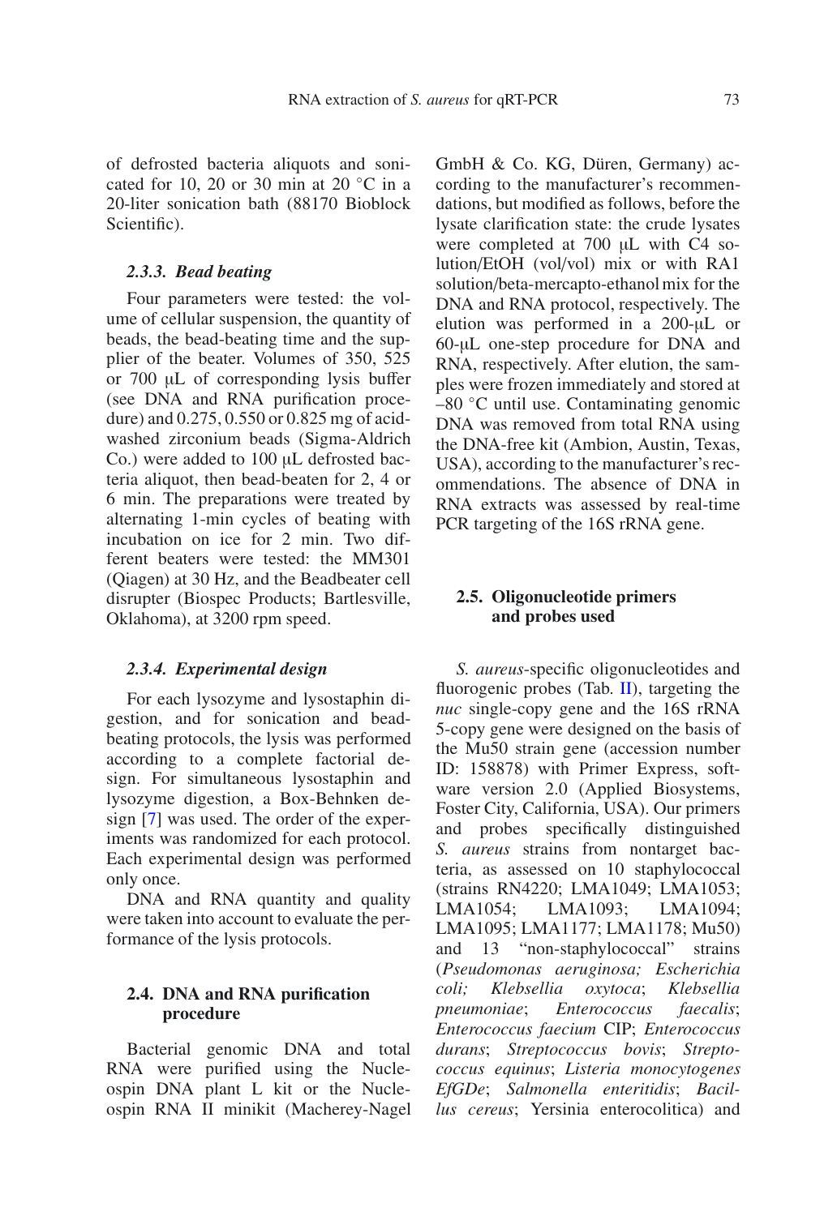of defrosted bacteria aliquots and sonicated for 10, 20 or 30 min at 20 °C in a 20-liter sonication bath (88170 Bioblock Scientific).

#### *2.3.3. Bead beating*

Four parameters were tested: the volume of cellular suspension, the quantity of beads, the bead-beating time and the supplier of the beater. Volumes of 350, 525 or 700 μL of corresponding lysis buffer (see DNA and RNA purification procedure) and 0.275, 0.550 or 0.825 mg of acid-washed zirconium beads (Sigma-Aldrich Co.) were added to 100 μL defrosted bacteria aliquot, then bead-beaten for 2, 4 or 6 min. The preparations were treated by alternating 1-min cycles of beating with incubation on ice for 2 min. Two different beaters were tested: the MM301 (Qiagen) at 30 Hz, and the Beadbeater cell disrupter (Biospec Products; Bartlesville, Oklahoma), at 3200 rpm speed.

#### *2.3.4. Experimental design*

For each lysozyme and lysostaphin digestion, and for sonication and bead-beating protocols, the lysis was performed according to a complete factorial design. For simultaneous lysostaphin and lysozyme digestion, a Box-Behnken design [7] was used. The order of the experiments was randomized for each protocol. Each experimental design was performed only once.

DNA and RNA quantity and quality were taken into account to evaluate the performance of the lysis protocols.

### 2.4. DNA and RNA purification procedure

Bacterial genomic DNA and total RNA were purified using the Nucleospin DNA plant L kit or the Nucleospin RNA II minikit (Macherey-Nagel GmbH & Co. KG, Düren, Germany) according to the manufacturer's recommendations, but modified as follows, before the lysate clarification state: the crude lysates were completed at 700 μL with C4 solution/EtOH (vol/vol) mix or with RA1 solution/beta-mercapto-ethanol mix for the DNA and RNA protocol, respectively. The elution was performed in a 200-μL or 60-μL one-step procedure for DNA and RNA, respectively. After elution, the samples were frozen immediately and stored at –80 °C until use. Contaminating genomic DNA was removed from total RNA using the DNA-free kit (Ambion, Austin, Texas, USA), according to the manufacturer's recommendations. The absence of DNA in RNA extracts was assessed by real-time PCR targeting of the 16S rRNA gene.

### 2.5. Oligonucleotide primers and probes used

*S. aureus*-specific oligonucleotides and fluorogenic probes (Tab. II), targeting the *nuc* single-copy gene and the 16S rRNA 5-copy gene were designed on the basis of the Mu50 strain gene (accession number ID: 158878) with Primer Express, software version 2.0 (Applied Biosystems, Foster City, California, USA). Our primers and probes specifically distinguished *S. aureus* strains from nontarget bacteria, as assessed on 10 staphylococcal (strains RN4220; LMA1049; LMA1053; LMA1054; LMA1093; LMA1094; LMA1095; LMA1177; LMA1178; Mu50) and 13 "non-staphylococcal" strains (*Pseudomonas aeruginosa; Escherichia coli; Klebsellia oxytoca*; *Klebsellia pneumoniae*; *Enterococcus faecalis*; *Enterococcus faecium* CIP; *Enterococcus durans*; *Streptococcus bovis*; *Streptococcus equinus*; *Listeria monocytogenes EfGDe*; *Salmonella enteritidis*; *Bacillus cereus*; Yersinia enterocolitica) and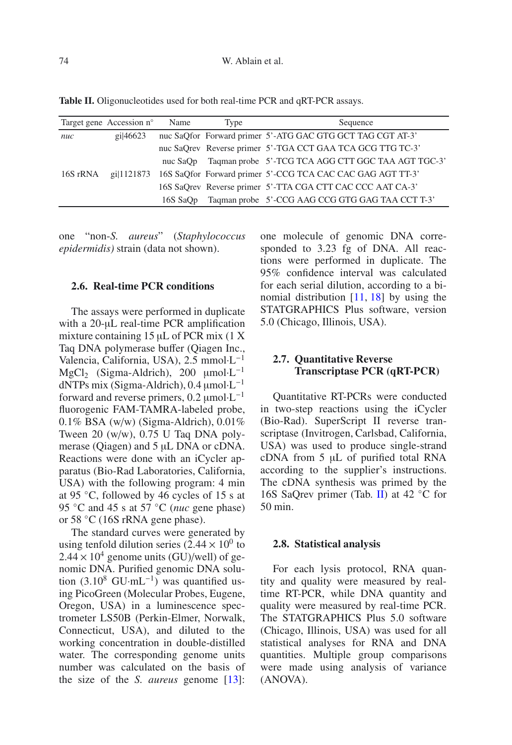**Table II.** Oligonucleotides used for both real-time PCR and qRT-PCR assays.

| Target gene | Accession n° | Name | Type | Sequence |
|---|---|---|---|---|
| *nuc* | gi\|46623 | nuc SaQfor | Forward primer | 5'-ATG GAC GTG GCT TAG CGT AT-3' |
| | | nuc SaQrev | Reverse primer | 5'-TGA CCT GAA TCA GCG TTG TC-3' |
| | | nuc SaQp | Taqman probe | 5'-TCG TCA AGG CTT GGC TAA AGT TGC-3' |
| 16S rRNA | gi\|1121873 | 16S SaQfor | Forward primer | 5'-CCG TCA CAC CAC GAG AGT TT-3' |
| | | 16S SaQrev | Reverse primer | 5'-TTA CGA CTT CAC CCC AAT CA-3' |
| | | 16S SaQp | Taqman probe | 5'-CCG AAG CCG GTG GAG TAA CCT T-3' |

one "non-*S. aureus*" (*Staphylococcus epidermidis)* strain (data not shown).

### 2.6. Real-time PCR conditions

The assays were performed in duplicate with a 20-μL real-time PCR amplification mixture containing 15 μL of PCR mix (1 X Taq DNA polymerase buffer (Qiagen Inc., Valencia, California, USA), 2.5 $mmol \cdot L^{-1}$ $MgCl_2$ (Sigma-Aldrich), 200 $\mu mol \cdot L^{-1}$ dNTPs mix (Sigma-Aldrich), 0.4 $\mu mol \cdot L^{-1}$ forward and reverse primers, 0.2 $\mu mol \cdot L^{-1}$ fluorogenic FAM-TAMRA-labeled probe, 0.1% BSA (w/w) (Sigma-Aldrich), 0.01% Tween 20 (w/w), 0.75 U Taq DNA polymerase (Qiagen) and 5 μL DNA or cDNA. Reactions were done with an iCycler apparatus (Bio-Rad Laboratories, California, USA) with the following program: 4 min at 95 °C, followed by 46 cycles of 15 s at 95 °C and 45 s at 57 °C (*nuc* gene phase) or 58 °C (16S rRNA gene phase).

The standard curves were generated by using tenfold dilution series ($2.44 \times 10^0$ to $2.44 \times 10^4$ genome units (GU)/well) of genomic DNA. Purified genomic DNA solution ($3.10^8$ $GU \cdot mL^{-1}$) was quantified using PicoGreen (Molecular Probes, Eugene, Oregon, USA) in a luminescence spectrometer LS50B (Perkin-Elmer, Norwalk, Connecticut, USA), and diluted to the working concentration in double-distilled water. The corresponding genome units number was calculated on the basis of the size of the *S. aureus* genome [13]: one molecule of genomic DNA corresponded to 3.23 fg of DNA. All reactions were performed in duplicate. The 95% confidence interval was calculated for each serial dilution, according to a binomial distribution [11, 18] by using the STATGRAPHICS Plus software, version 5.0 (Chicago, Illinois, USA).

### 2.7. Quantitative Reverse Transcriptase PCR (qRT-PCR)

Quantitative RT-PCRs were conducted in two-step reactions using the iCycler (Bio-Rad). SuperScript II reverse transcriptase (Invitrogen, Carlsbad, California, USA) was used to produce single-strand cDNA from 5 μL of purified total RNA according to the supplier's instructions. The cDNA synthesis was primed by the 16S SaQrev primer (Tab. II) at 42 °C for 50 min.

### 2.8. Statistical analysis

For each lysis protocol, RNA quantity and quality were measured by real-time RT-PCR, while DNA quantity and quality were measured by real-time PCR. The STATGRAPHICS Plus 5.0 software (Chicago, Illinois, USA) was used for all statistical analyses for RNA and DNA quantities. Multiple group comparisons were made using analysis of variance (ANOVA).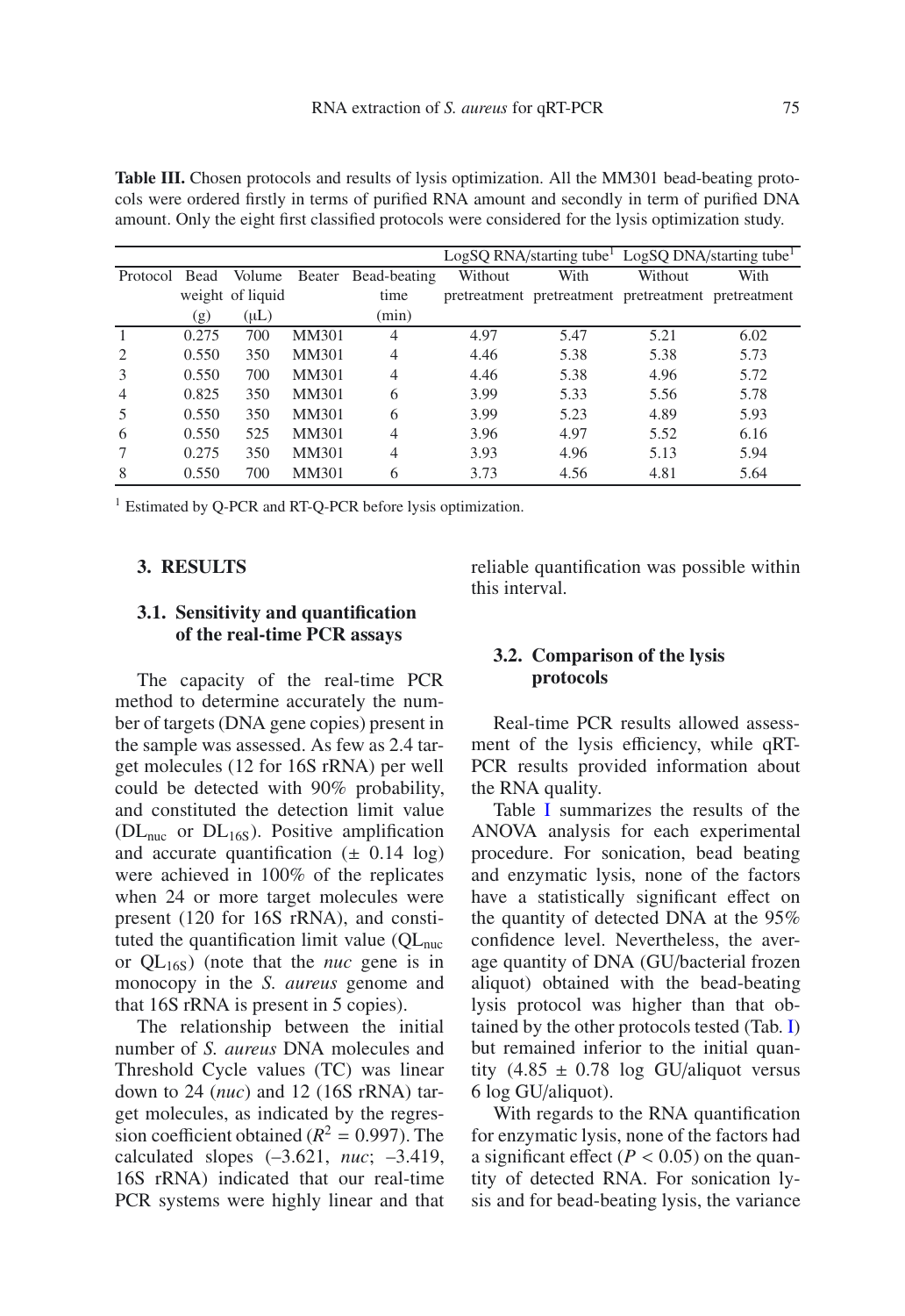**Table III.** Chosen protocols and results of lysis optimization. All the MM301 bead-beating protocols were ordered firstly in terms of purified RNA amount and secondly in term of purified DNA amount. Only the eight first classified protocols were considered for the lysis optimization study.

| Protocol | Bead weight (g) | Volume of liquid (μL) | Beater | Bead-beating time (min) | LogSQ RNA/starting tube[1] Without pretreatment | LogSQ RNA/starting tube[1] With pretreatment | LogSQ DNA/starting tube[1] Without pretreatment | LogSQ DNA/starting tube[1] With pretreatment |
|---|---|---|---|---|---|---|---|---|
| 1 | 0.275 | 700 | MM301 | 4 | 4.97 | 5.47 | 5.21 | 6.02 |
| 2 | 0.550 | 350 | MM301 | 4 | 4.46 | 5.38 | 5.38 | 5.73 |
| 3 | 0.550 | 700 | MM301 | 4 | 4.46 | 5.38 | 4.96 | 5.72 |
| 4 | 0.825 | 350 | MM301 | 6 | 3.99 | 5.33 | 5.56 | 5.78 |
| 5 | 0.550 | 350 | MM301 | 6 | 3.99 | 5.23 | 4.89 | 5.93 |
| 6 | 0.550 | 525 | MM301 | 4 | 3.96 | 4.97 | 5.52 | 6.16 |
| 7 | 0.275 | 350 | MM301 | 4 | 3.93 | 4.96 | 5.13 | 5.94 |
| 8 | 0.550 | 700 | MM301 | 6 | 3.73 | 4.56 | 4.81 | 5.64 |

[1] Estimated by Q-PCR and RT-Q-PCR before lysis optimization.

## 3. RESULTS

### 3.1. Sensitivity and quantification of the real-time PCR assays

The capacity of the real-time PCR method to determine accurately the number of targets (DNA gene copies) present in the sample was assessed. As few as 2.4 target molecules (12 for 16S rRNA) per well could be detected with 90% probability, and constituted the detection limit value ($DL_{nuc}$ or $DL_{16S}$). Positive amplification and accurate quantification (± 0.14 log) were achieved in 100% of the replicates when 24 or more target molecules were present (120 for 16S rRNA), and constituted the quantification limit value ($QL_{nuc}$ or $QL_{16S}$) (note that the *nuc* gene is in monocopy in the *S. aureus* genome and that 16S rRNA is present in 5 copies).

The relationship between the initial number of *S. aureus* DNA molecules and Threshold Cycle values (TC) was linear down to 24 (*nuc*) and 12 (16S rRNA) target molecules, as indicated by the regression coefficient obtained ($R^2 = 0.997$). The calculated slopes (–3.621, *nuc*; –3.419, 16S rRNA) indicated that our real-time PCR systems were highly linear and that reliable quantification was possible within this interval.

### 3.2. Comparison of the lysis protocols

Real-time PCR results allowed assessment of the lysis efficiency, while qRT-PCR results provided information about the RNA quality.

Table I summarizes the results of the ANOVA analysis for each experimental procedure. For sonication, bead beating and enzymatic lysis, none of the factors have a statistically significant effect on the quantity of detected DNA at the 95% confidence level. Nevertheless, the average quantity of DNA (GU/bacterial frozen aliquot) obtained with the bead-beating lysis protocol was higher than that obtained by the other protocols tested (Tab. I) but remained inferior to the initial quantity (4.85 ± 0.78 log GU/aliquot versus 6 log GU/aliquot).

With regards to the RNA quantification for enzymatic lysis, none of the factors had a significant effect ($P < 0.05$) on the quantity of detected RNA. For sonication lysis and for bead-beating lysis, the variance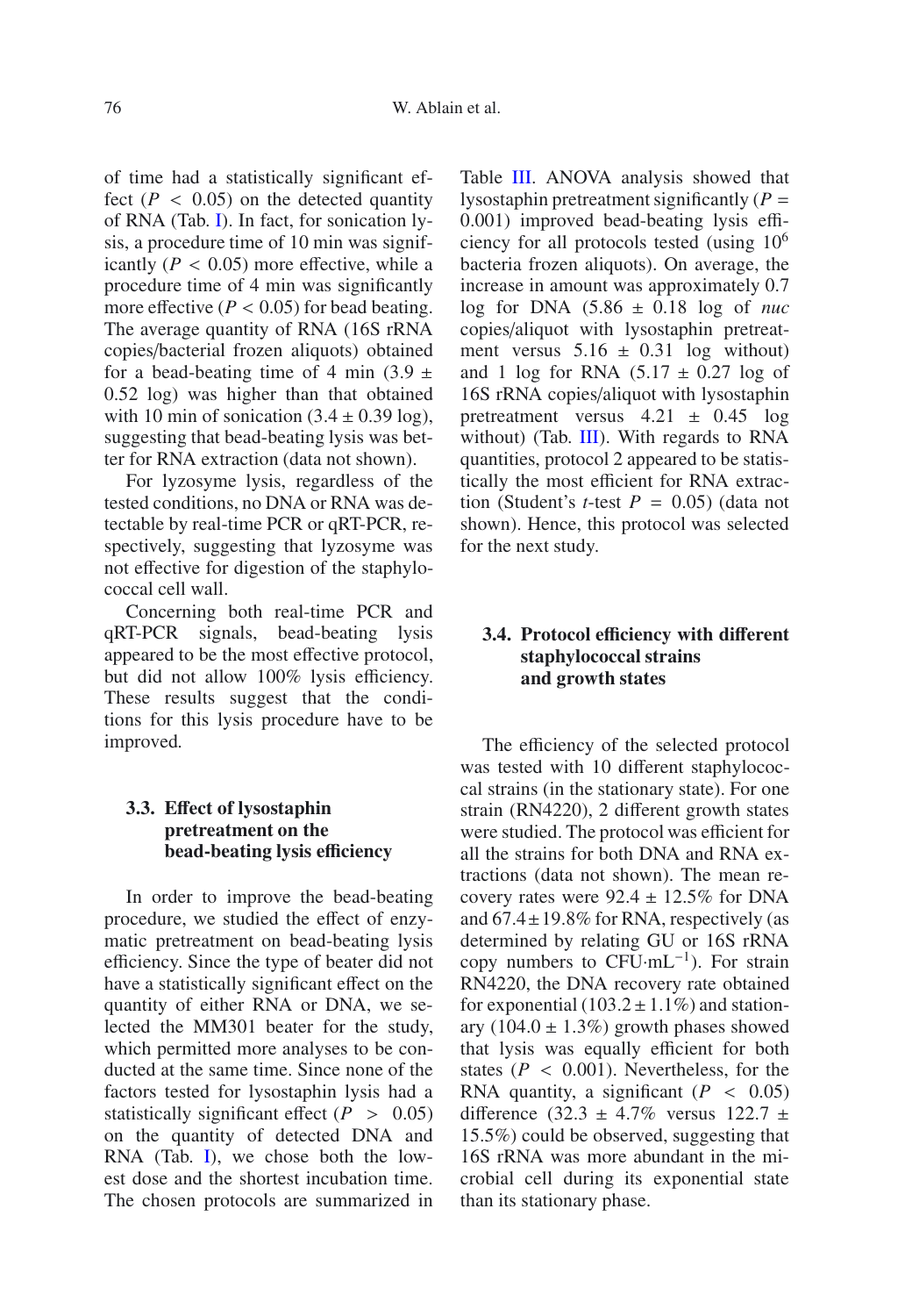of time had a statistically significant effect ($P < 0.05$) on the detected quantity of RNA (Tab. I). In fact, for sonication lysis, a procedure time of 10 min was significantly ($P < 0.05$) more effective, while a procedure time of 4 min was significantly more effective ($P < 0.05$) for bead beating. The average quantity of RNA (16S rRNA copies/bacterial frozen aliquots) obtained for a bead-beating time of 4 min (3.9 ± 0.52 log) was higher than that obtained with 10 min of sonication (3.4 ± 0.39 log), suggesting that bead-beating lysis was better for RNA extraction (data not shown).

For lyzosyme lysis, regardless of the tested conditions, no DNA or RNA was detectable by real-time PCR or qRT-PCR, respectively, suggesting that lyzosyme was not effective for digestion of the staphylococcal cell wall.

Concerning both real-time PCR and qRT-PCR signals, bead-beating lysis appeared to be the most effective protocol, but did not allow 100% lysis efficiency. These results suggest that the conditions for this lysis procedure have to be improved.

### 3.3. Effect of lysostaphin pretreatment on the bead-beating lysis efficiency

In order to improve the bead-beating procedure, we studied the effect of enzymatic pretreatment on bead-beating lysis efficiency. Since the type of beater did not have a statistically significant effect on the quantity of either RNA or DNA, we selected the MM301 beater for the study, which permitted more analyses to be conducted at the same time. Since none of the factors tested for lysostaphin lysis had a statistically significant effect ($P > 0.05$) on the quantity of detected DNA and RNA (Tab. I), we chose both the lowest dose and the shortest incubation time. The chosen protocols are summarized in Table III. ANOVA analysis showed that lysostaphin pretreatment significantly ($P = 0.001$) improved bead-beating lysis efficiency for all protocols tested (using $10^6$ bacteria frozen aliquots). On average, the increase in amount was approximately 0.7 log for DNA (5.86 ± 0.18 log of *nuc* copies/aliquot with lysostaphin pretreatment versus 5.16 ± 0.31 log without) and 1 log for RNA (5.17 ± 0.27 log of 16S rRNA copies/aliquot with lysostaphin pretreatment versus 4.21 ± 0.45 log without) (Tab. III). With regards to RNA quantities, protocol 2 appeared to be statistically the most efficient for RNA extraction (Student's *t*-test $P = 0.05$) (data not shown). Hence, this protocol was selected for the next study.

### 3.4. Protocol efficiency with different staphylococcal strains and growth states

The efficiency of the selected protocol was tested with 10 different staphylococcal strains (in the stationary state). For one strain (RN4220), 2 different growth states were studied. The protocol was efficient for all the strains for both DNA and RNA extractions (data not shown). The mean recovery rates were 92.4 ± 12.5% for DNA and 67.4 ± 19.8% for RNA, respectively (as determined by relating GU or 16S rRNA copy numbers to $\text{CFU}\cdot\text{mL}^{-1}$). For strain RN4220, the DNA recovery rate obtained for exponential (103.2 ± 1.1%) and stationary (104.0 ± 1.3%) growth phases showed that lysis was equally efficient for both states ($P < 0.001$). Nevertheless, for the RNA quantity, a significant ($P < 0.05$) difference (32.3 ± 4.7% versus 122.7 ± 15.5%) could be observed, suggesting that 16S rRNA was more abundant in the microbial cell during its exponential state than its stationary phase.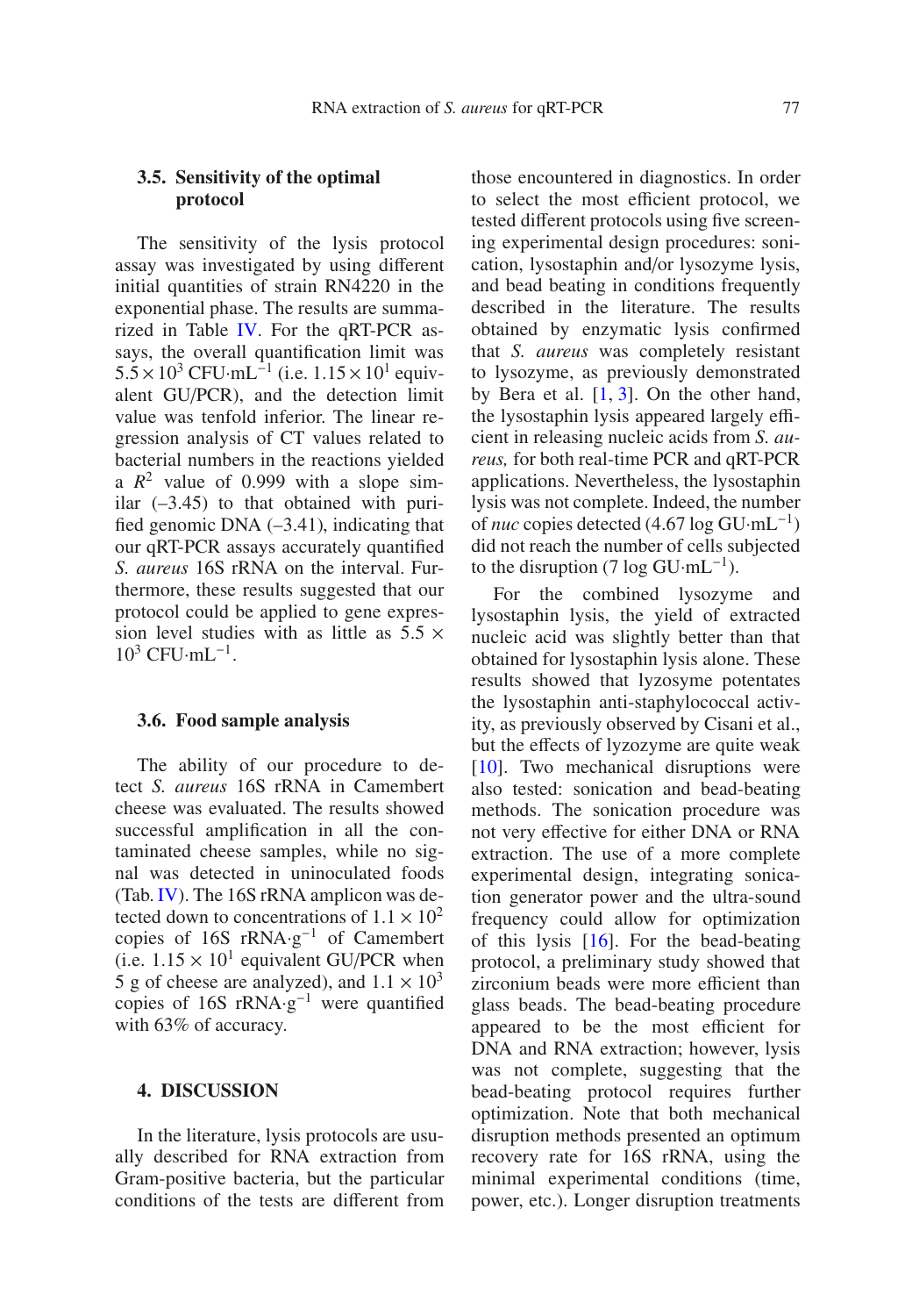### 3.5. Sensitivity of the optimal protocol

The sensitivity of the lysis protocol assay was investigated by using different initial quantities of strain RN4220 in the exponential phase. The results are summarized in Table IV. For the qRT-PCR assays, the overall quantification limit was $5.5 \times 10^3$ CFU·mL$^{-1}$ (i.e. $1.15 \times 10^1$ equivalent GU/PCR), and the detection limit value was tenfold inferior. The linear regression analysis of CT values related to bacterial numbers in the reactions yielded a $R^2$ value of 0.999 with a slope similar (–3.45) to that obtained with purified genomic DNA (–3.41), indicating that our qRT-PCR assays accurately quantified *S. aureus* 16S rRNA on the interval. Furthermore, these results suggested that our protocol could be applied to gene expression level studies with as little as $5.5 \times 10^3$ CFU·mL$^{-1}$.

### 3.6. Food sample analysis

The ability of our procedure to detect *S. aureus* 16S rRNA in Camembert cheese was evaluated. The results showed successful amplification in all the contaminated cheese samples, while no signal was detected in uninoculated foods (Tab. IV). The 16S rRNA amplicon was detected down to concentrations of $1.1 \times 10^2$ copies of 16S rRNA·g$^{-1}$ of Camembert (i.e. $1.15 \times 10^1$ equivalent GU/PCR when 5 g of cheese are analyzed), and $1.1 \times 10^3$ copies of 16S rRNA·g$^{-1}$ were quantified with 63% of accuracy.

## 4. DISCUSSION

In the literature, lysis protocols are usually described for RNA extraction from Gram-positive bacteria, but the particular conditions of the tests are different from those encountered in diagnostics. In order to select the most efficient protocol, we tested different protocols using five screening experimental design procedures: sonication, lysostaphin and/or lysozyme lysis, and bead beating in conditions frequently described in the literature. The results obtained by enzymatic lysis confirmed that *S. aureus* was completely resistant to lysozyme, as previously demonstrated by Bera et al. [1, 3]. On the other hand, the lysostaphin lysis appeared largely efficient in releasing nucleic acids from *S. aureus,* for both real-time PCR and qRT-PCR applications. Nevertheless, the lysostaphin lysis was not complete. Indeed, the number of *nuc* copies detected (4.67 log GU·mL$^{-1}$) did not reach the number of cells subjected to the disruption (7 log GU·mL$^{-1}$).

For the combined lysozyme and lysostaphin lysis, the yield of extracted nucleic acid was slightly better than that obtained for lysostaphin lysis alone. These results showed that lyzosyme potentates the lysostaphin anti-staphylococcal activity, as previously observed by Cisani et al., but the effects of lyzozyme are quite weak [10]. Two mechanical disruptions were also tested: sonication and bead-beating methods. The sonication procedure was not very effective for either DNA or RNA extraction. The use of a more complete experimental design, integrating sonication generator power and the ultra-sound frequency could allow for optimization of this lysis [16]. For the bead-beating protocol, a preliminary study showed that zirconium beads were more efficient than glass beads. The bead-beating procedure appeared to be the most efficient for DNA and RNA extraction; however, lysis was not complete, suggesting that the bead-beating protocol requires further optimization. Note that both mechanical disruption methods presented an optimum recovery rate for 16S rRNA, using the minimal experimental conditions (time, power, etc.). Longer disruption treatments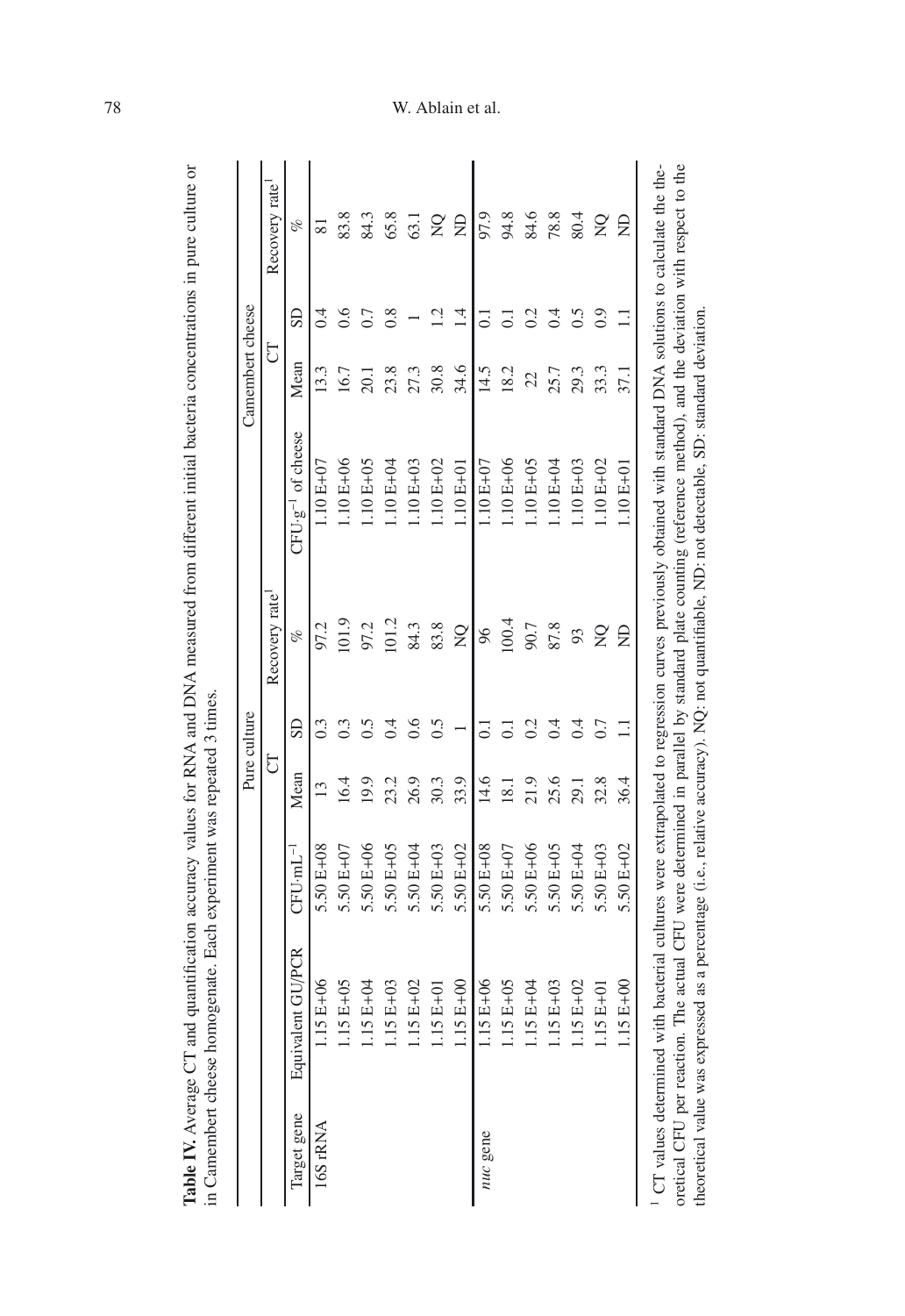**Table IV.** Average CT and quantification accuracy values for RNA and DNA measured from different initial bacteria concentrations in pure culture or in Camembert cheese homogenate. Each experiment was repeated 3 times.

| | | Pure culture | | | | Camembert cheese | | | |
|---|---|---|---|---|---|---|---|---|---|
| | | | CT | | Recovery rate[1] | | CT | | Recovery rate[1] |
| Target gene | Equivalent GU/PCR | $CFU \cdot mL^{-1}$ | Mean | SD | % | $CFU \cdot g^{-1}$ of cheese | Mean | SD | % |
| 16S rRNA | 1.15 E+06 | 5.50 E+08 | 13 | 0.3 | 97.2 | 1.10 E+07 | 13.3 | 0.4 | 81 |
| | 1.15 E+05 | 5.50 E+07 | 16.4 | 0.3 | 101.9 | 1.10 E+06 | 16.7 | 0.6 | 83.8 |
| | 1.15 E+04 | 5.50 E+06 | 19.9 | 0.5 | 97.2 | 1.10 E+05 | 20.1 | 0.7 | 84.3 |
| | 1.15 E+03 | 5.50 E+05 | 23.2 | 0.4 | 101.2 | 1.10 E+04 | 23.8 | 0.8 | 65.8 |
| | 1.15 E+02 | 5.50 E+04 | 26.9 | 0.6 | 84.3 | 1.10 E+03 | 27.3 | 1 | 63.1 |
| | 1.15 E+01 | 5.50 E+03 | 30.3 | 0.5 | 83.8 | 1.10 E+02 | 30.8 | 1.2 | NQ |
| | 1.15 E+00 | 5.50 E+02 | 33.9 | 1 | NQ | 1.10 E+01 | 34.6 | 1.4 | ND |
| *nuc* gene | 1.15 E+06 | 5.50 E+08 | 14.6 | 0.1 | 96 | 1.10 E+07 | 14.5 | 0.1 | 97.9 |
| | 1.15 E+05 | 5.50 E+07 | 18.1 | 0.1 | 100.4 | 1.10 E+06 | 18.2 | 0.1 | 94.8 |
| | 1.15 E+04 | 5.50 E+06 | 21.9 | 0.2 | 90.7 | 1.10 E+05 | 22 | 0.2 | 84.6 |
| | 1.15 E+03 | 5.50 E+05 | 25.6 | 0.4 | 87.8 | 1.10 E+04 | 25.7 | 0.4 | 78.8 |
| | 1.15 E+02 | 5.50 E+04 | 29.1 | 0.4 | 93 | 1.10 E+03 | 29.3 | 0.5 | 80.4 |
| | 1.15 E+01 | 5.50 E+03 | 32.8 | 0.7 | NQ | 1.10 E+02 | 33.3 | 0.9 | NQ |
| | 1.15 E+00 | 5.50 E+02 | 36.4 | 1.1 | ND | 1.10 E+01 | 37.1 | 1.1 | ND |

[1] CT values determined with bacterial cultures were extrapolated to regression curves previously obtained with standard DNA solutions to calculate the theoretical CFU per reaction. The actual CFU were determined in parallel by standard plate counting (reference method), and the deviation with respect to the theoretical value was expressed as a percentage (i.e., relative accuracy). NQ: not quantifiable, ND: not detectable, SD: standard deviation.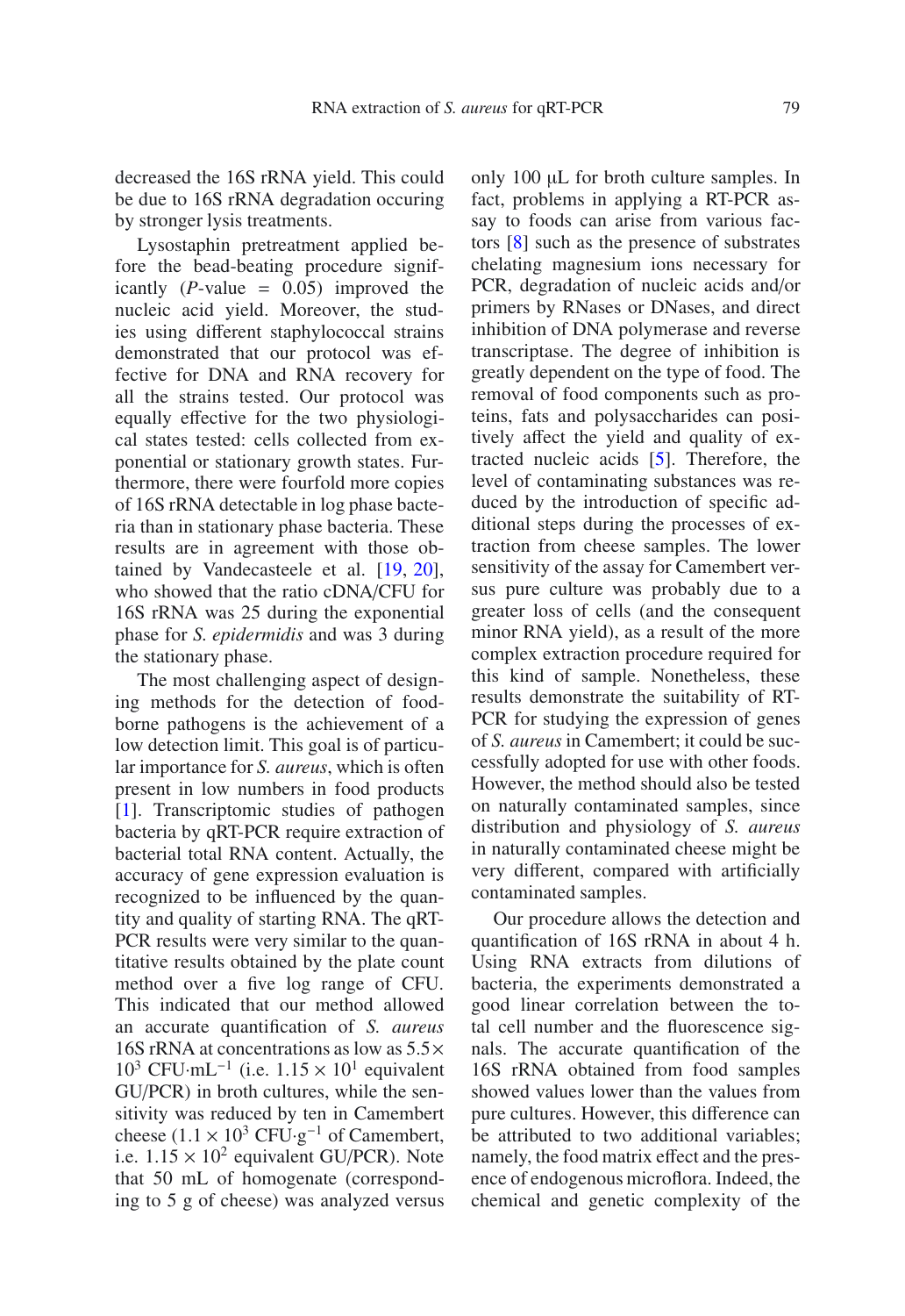decreased the 16S rRNA yield. This could be due to 16S rRNA degradation occuring by stronger lysis treatments.

Lysostaphin pretreatment applied before the bead-beating procedure significantly ($P$-value = 0.05) improved the nucleic acid yield. Moreover, the studies using different staphylococcal strains demonstrated that our protocol was effective for DNA and RNA recovery for all the strains tested. Our protocol was equally effective for the two physiological states tested: cells collected from exponential or stationary growth states. Furthermore, there were fourfold more copies of 16S rRNA detectable in log phase bacteria than in stationary phase bacteria. These results are in agreement with those obtained by Vandecasteele et al. [19, 20], who showed that the ratio cDNA/CFU for 16S rRNA was 25 during the exponential phase for *S. epidermidis* and was 3 during the stationary phase.

The most challenging aspect of designing methods for the detection of food-borne pathogens is the achievement of a low detection limit. This goal is of particular importance for *S. aureus*, which is often present in low numbers in food products [1]. Transcriptomic studies of pathogen bacteria by qRT-PCR require extraction of bacterial total RNA content. Actually, the accuracy of gene expression evaluation is recognized to be influenced by the quantity and quality of starting RNA. The qRT-PCR results were very similar to the quantitative results obtained by the plate count method over a five log range of CFU. This indicated that our method allowed an accurate quantification of *S. aureus* 16S rRNA at concentrations as low as $5.5 \times 10^3$ CFU·mL$^{-1}$ (i.e. $1.15 \times 10^1$ equivalent GU/PCR) in broth cultures, while the sensitivity was reduced by ten in Camembert cheese ($1.1 \times 10^3$ CFU·g$^{-1}$ of Camembert, i.e. $1.15 \times 10^2$ equivalent GU/PCR). Note that 50 mL of homogenate (corresponding to 5 g of cheese) was analyzed versus only 100 μL for broth culture samples. In fact, problems in applying a RT-PCR assay to foods can arise from various factors [8] such as the presence of substrates chelating magnesium ions necessary for PCR, degradation of nucleic acids and/or primers by RNases or DNases, and direct inhibition of DNA polymerase and reverse transcriptase. The degree of inhibition is greatly dependent on the type of food. The removal of food components such as proteins, fats and polysaccharides can positively affect the yield and quality of extracted nucleic acids [5]. Therefore, the level of contaminating substances was reduced by the introduction of specific additional steps during the processes of extraction from cheese samples. The lower sensitivity of the assay for Camembert versus pure culture was probably due to a greater loss of cells (and the consequent minor RNA yield), as a result of the more complex extraction procedure required for this kind of sample. Nonetheless, these results demonstrate the suitability of RT-PCR for studying the expression of genes of *S. aureus* in Camembert; it could be successfully adopted for use with other foods. However, the method should also be tested on naturally contaminated samples, since distribution and physiology of *S. aureus* in naturally contaminated cheese might be very different, compared with artificially contaminated samples.

Our procedure allows the detection and quantification of 16S rRNA in about 4 h. Using RNA extracts from dilutions of bacteria, the experiments demonstrated a good linear correlation between the total cell number and the fluorescence signals. The accurate quantification of the 16S rRNA obtained from food samples showed values lower than the values from pure cultures. However, this difference can be attributed to two additional variables; namely, the food matrix effect and the presence of endogenous microflora. Indeed, the chemical and genetic complexity of the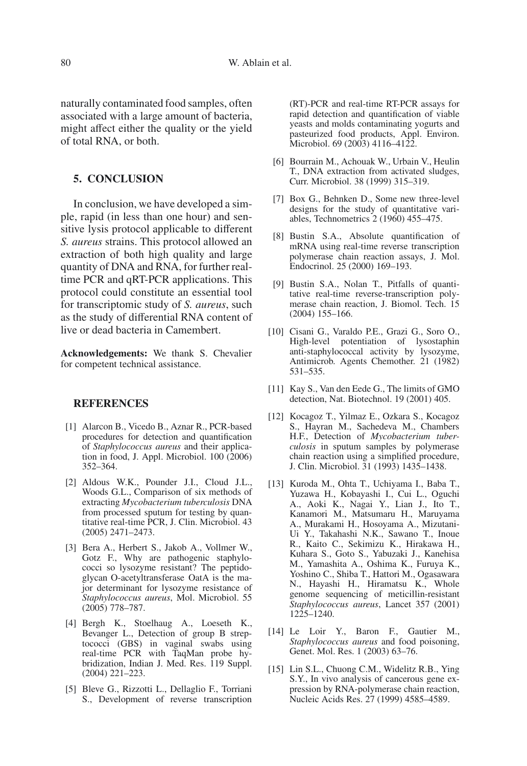naturally contaminated food samples, often associated with a large amount of bacteria, might affect either the quality or the yield of total RNA, or both.

## 5. CONCLUSION

In conclusion, we have developed a simple, rapid (in less than one hour) and sensitive lysis protocol applicable to different *S. aureus* strains. This protocol allowed an extraction of both high quality and large quantity of DNA and RNA, for further real-time PCR and qRT-PCR applications. This protocol could constitute an essential tool for transcriptomic study of *S. aureus*, such as the study of differential RNA content of live or dead bacteria in Camembert.

**Acknowledgements:** We thank S. Chevalier for competent technical assistance.

## REFERENCES

[1] Alarcon B., Vicedo B., Aznar R., PCR-based procedures for detection and quantification of *Staphylococcus aureus* and their application in food, J. Appl. Microbiol. 100 (2006) 352–364.

[2] Aldous W.K., Pounder J.I., Cloud J.L., Woods G.L., Comparison of six methods of extracting *Mycobacterium tuberculosis* DNA from processed sputum for testing by quantitative real-time PCR, J. Clin. Microbiol. 43 (2005) 2471–2473.

[3] Bera A., Herbert S., Jakob A., Vollmer W., Gotz F., Why are pathogenic staphylococci so lysozyme resistant? The peptidoglycan O-acetyltransferase OatA is the major determinant for lysozyme resistance of *Staphylococcus aureus*, Mol. Microbiol. 55 (2005) 778–787.

[4] Bergh K., Stoelhaug A., Loeseth K., Bevanger L., Detection of group B streptococci (GBS) in vaginal swabs using real-time PCR with TaqMan probe hybridization, Indian J. Med. Res. 119 Suppl. (2004) 221–223.

[5] Bleve G., Rizzotti L., Dellaglio F., Torriani S., Development of reverse transcription (RT)-PCR and real-time RT-PCR assays for rapid detection and quantification of viable yeasts and molds contaminating yogurts and pasteurized food products, Appl. Environ. Microbiol. 69 (2003) 4116–4122.

[6] Bourrain M., Achouak W., Urbain V., Heulin T., DNA extraction from activated sludges, Curr. Microbiol. 38 (1999) 315–319.

[7] Box G., Behnken D., Some new three-level designs for the study of quantitative variables, Technometrics 2 (1960) 455–475.

[8] Bustin S.A., Absolute quantification of mRNA using real-time reverse transcription polymerase chain reaction assays, J. Mol. Endocrinol. 25 (2000) 169–193.

[9] Bustin S.A., Nolan T., Pitfalls of quantitative real-time reverse-transcription polymerase chain reaction, J. Biomol. Tech. 15 (2004) 155–166.

[10] Cisani G., Varaldo P.E., Grazi G., Soro O., High-level potentiation of lysostaphin anti-staphylococcal activity by lysozyme, Antimicrob. Agents Chemother. 21 (1982) 531–535.

[11] Kay S., Van den Eede G., The limits of GMO detection, Nat. Biotechnol. 19 (2001) 405.

[12] Kocagoz T., Yilmaz E., Ozkara S., Kocagoz S., Hayran M., Sachedeva M., Chambers H.F., Detection of *Mycobacterium tuberculosis* in sputum samples by polymerase chain reaction using a simplified procedure, J. Clin. Microbiol. 31 (1993) 1435–1438.

[13] Kuroda M., Ohta T., Uchiyama I., Baba T., Yuzawa H., Kobayashi I., Cui L., Oguchi A., Aoki K., Nagai Y., Lian J., Ito T., Kanamori M., Matsumaru H., Maruyama A., Murakami H., Hosoyama A., Mizutani-Ui Y., Takahashi N.K., Sawano T., Inoue R., Kaito C., Sekimizu K., Hirakawa H., Kuhara S., Goto S., Yabuzaki J., Kanehisa M., Yamashita A., Oshima K., Furuya K., Yoshino C., Shiba T., Hattori M., Ogasawara N., Hayashi H., Hiramatsu K., Whole genome sequencing of meticillin-resistant *Staphylococcus aureus*, Lancet 357 (2001) 1225–1240.

[14] Le Loir Y., Baron F., Gautier M., *Staphylococcus aureus* and food poisoning, Genet. Mol. Res. 1 (2003) 63–76.

[15] Lin S.L., Chuong C.M., Widelitz R.B., Ying S.Y., In vivo analysis of cancerous gene expression by RNA-polymerase chain reaction, Nucleic Acids Res. 27 (1999) 4585–4589.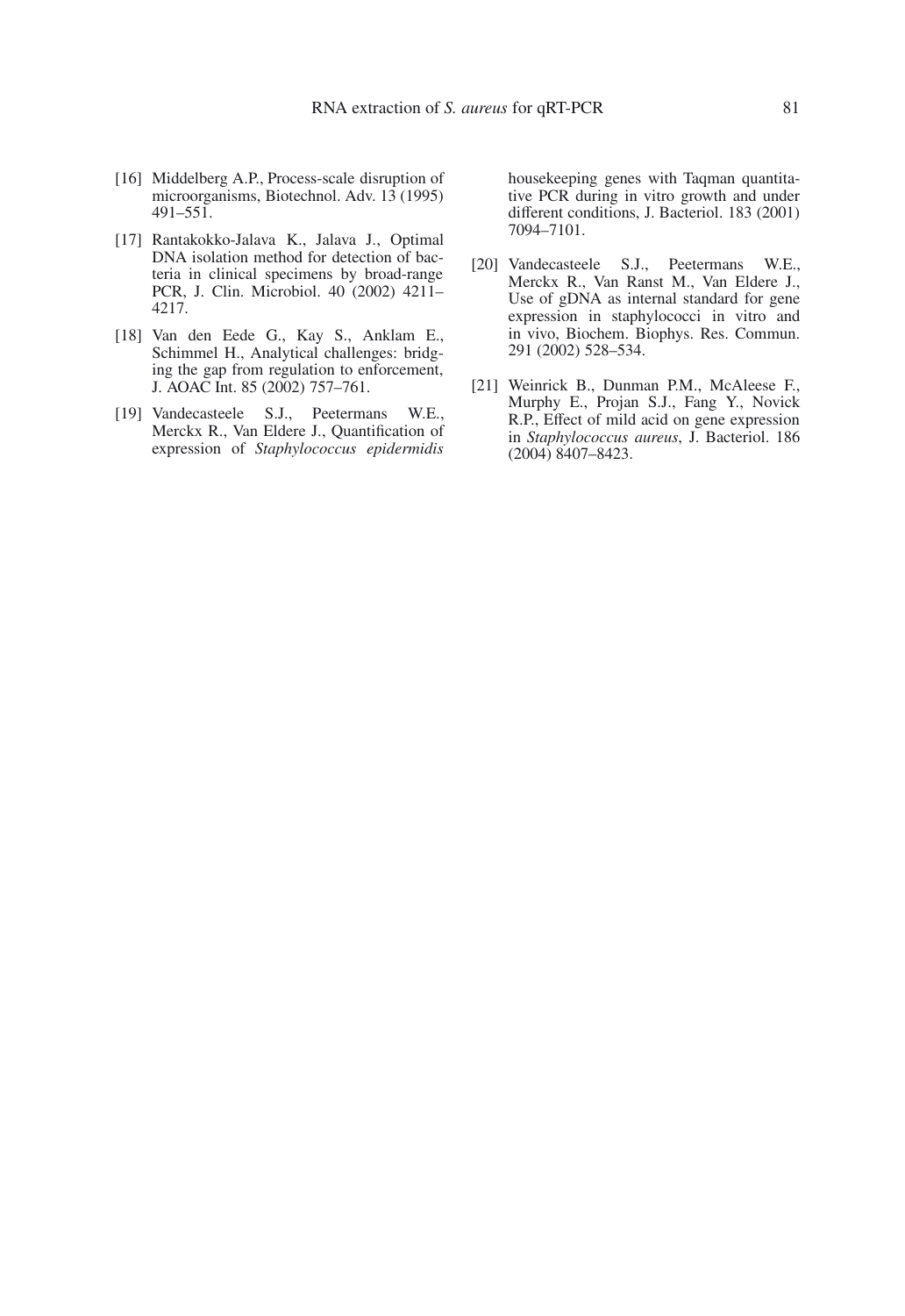[16] Middelberg A.P., Process-scale disruption of microorganisms, Biotechnol. Adv. 13 (1995) 491–551.

[17] Rantakokko-Jalava K., Jalava J., Optimal DNA isolation method for detection of bacteria in clinical specimens by broad-range PCR, J. Clin. Microbiol. 40 (2002) 4211–4217.

[18] Van den Eede G., Kay S., Anklam E., Schimmel H., Analytical challenges: bridging the gap from regulation to enforcement, J. AOAC Int. 85 (2002) 757–761.

[19] Vandecasteele S.J., Peetermans W.E., Merckx R., Van Eldere J., Quantification of expression of *Staphylococcus epidermidis* housekeeping genes with Taqman quantitative PCR during in vitro growth and under different conditions, J. Bacteriol. 183 (2001) 7094–7101.

[20] Vandecasteele S.J., Peetermans W.E., Merckx R., Van Ranst M., Van Eldere J., Use of gDNA as internal standard for gene expression in staphylococci in vitro and in vivo, Biochem. Biophys. Res. Commun. 291 (2002) 528–534.

[21] Weinrick B., Dunman P.M., McAleese F., Murphy E., Projan S.J., Fang Y., Novick R.P., Effect of mild acid on gene expression in *Staphylococcus aureus*, J. Bacteriol. 186 (2004) 8407–8423.